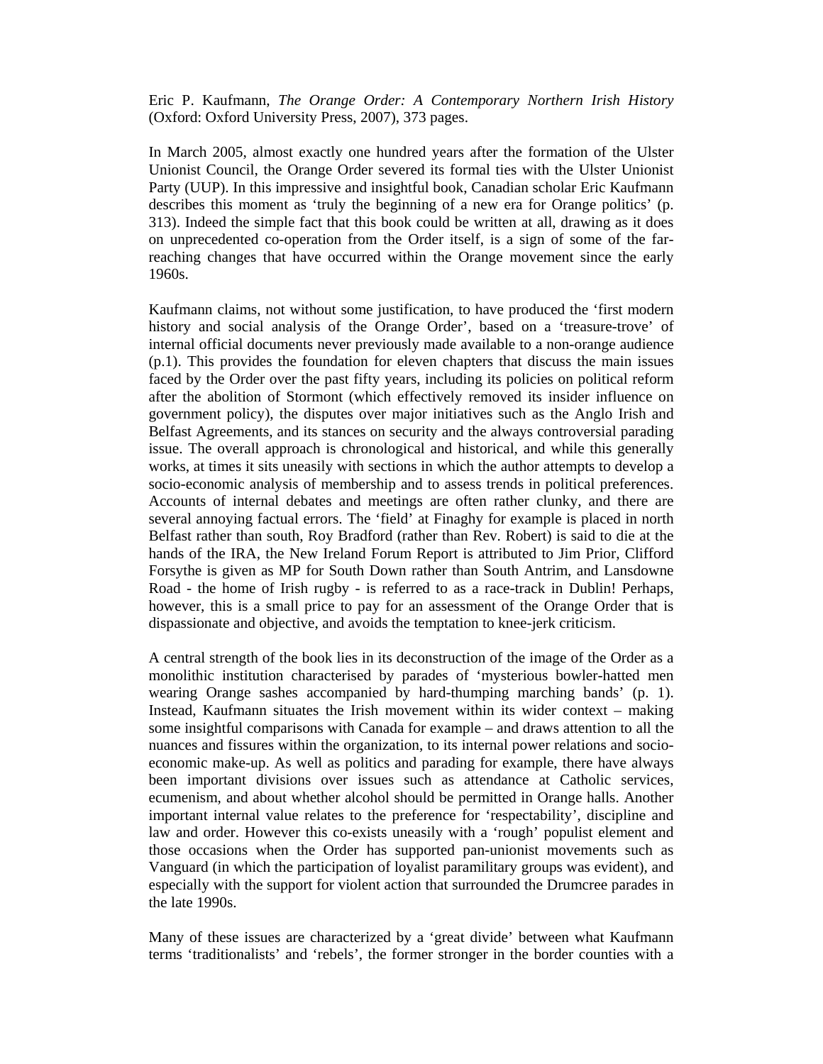Eric P. Kaufmann, *The Orange Order: A Contemporary Northern Irish History* (Oxford: Oxford University Press, 2007), 373 pages.

In March 2005, almost exactly one hundred years after the formation of the Ulster Unionist Council, the Orange Order severed its formal ties with the Ulster Unionist Party (UUP). In this impressive and insightful book, Canadian scholar Eric Kaufmann describes this moment as 'truly the beginning of a new era for Orange politics' (p. 313). Indeed the simple fact that this book could be written at all, drawing as it does on unprecedented co-operation from the Order itself, is a sign of some of the far-reaching changes that have occurred within the Orange movement since the early 1960s.

Kaufmann claims, not without some justification, to have produced the 'first modern history and social analysis of the Orange Order', based on a 'treasure-trove' of internal official documents never previously made available to a non-orange audience (p.1). This provides the foundation for eleven chapters that discuss the main issues faced by the Order over the past fifty years, including its policies on political reform after the abolition of Stormont (which effectively removed its insider influence on government policy), the disputes over major initiatives such as the Anglo Irish and Belfast Agreements, and its stances on security and the always controversial parading issue. The overall approach is chronological and historical, and while this generally works, at times it sits uneasily with sections in which the author attempts to develop a socio-economic analysis of membership and to assess trends in political preferences. Accounts of internal debates and meetings are often rather clunky, and there are several annoying factual errors. The 'field' at Finaghy for example is placed in north Belfast rather than south, Roy Bradford (rather than Rev. Robert) is said to die at the hands of the IRA, the New Ireland Forum Report is attributed to Jim Prior, Clifford Forsythe is given as MP for South Down rather than South Antrim, and Lansdowne Road - the home of Irish rugby - is referred to as a race-track in Dublin! Perhaps, however, this is a small price to pay for an assessment of the Orange Order that is dispassionate and objective, and avoids the temptation to knee-jerk criticism.

A central strength of the book lies in its deconstruction of the image of the Order as a monolithic institution characterised by parades of 'mysterious bowler-hatted men wearing Orange sashes accompanied by hard-thumping marching bands' (p. 1). Instead, Kaufmann situates the Irish movement within its wider context – making some insightful comparisons with Canada for example – and draws attention to all the nuances and fissures within the organization, to its internal power relations and socio-economic make-up. As well as politics and parading for example, there have always been important divisions over issues such as attendance at Catholic services, ecumenism, and about whether alcohol should be permitted in Orange halls. Another important internal value relates to the preference for 'respectability', discipline and law and order. However this co-exists uneasily with a 'rough' populist element and those occasions when the Order has supported pan-unionist movements such as Vanguard (in which the participation of loyalist paramilitary groups was evident), and especially with the support for violent action that surrounded the Drumcree parades in the late 1990s.

Many of these issues are characterized by a 'great divide' between what Kaufmann terms 'traditionalists' and 'rebels', the former stronger in the border counties with a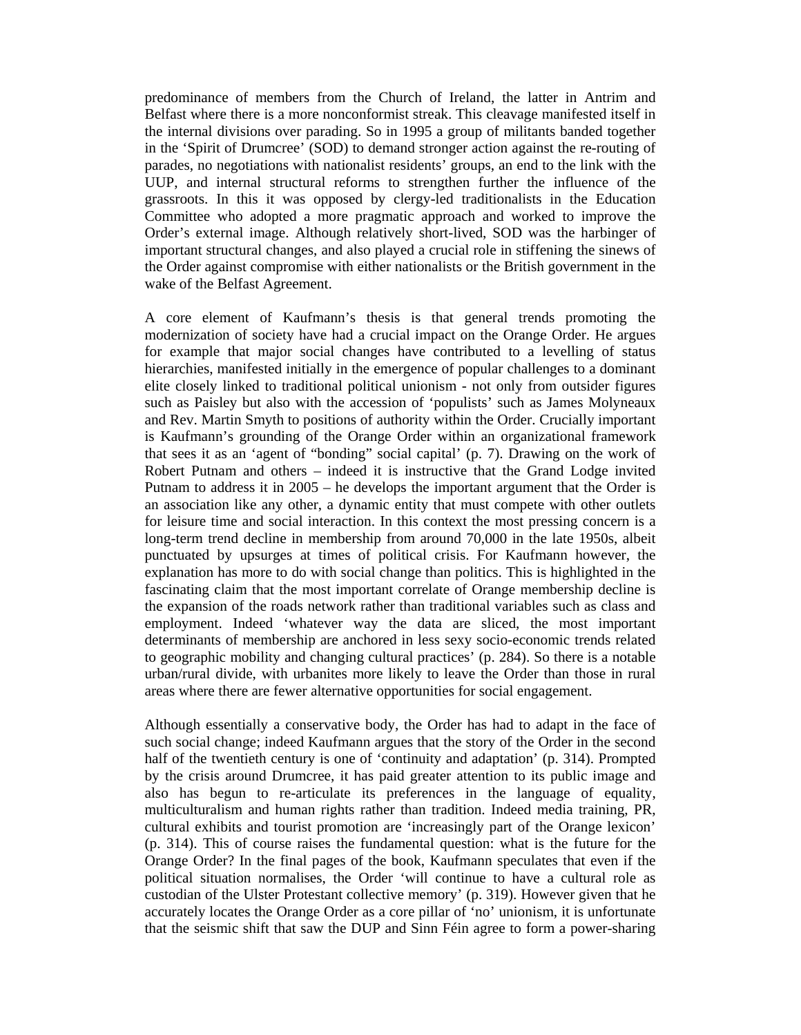predominance of members from the Church of Ireland, the latter in Antrim and Belfast where there is a more nonconformist streak. This cleavage manifested itself in the internal divisions over parading. So in 1995 a group of militants banded together in the 'Spirit of Drumcree' (SOD) to demand stronger action against the re-routing of parades, no negotiations with nationalist residents' groups, an end to the link with the UUP, and internal structural reforms to strengthen further the influence of the grassroots. In this it was opposed by clergy-led traditionalists in the Education Committee who adopted a more pragmatic approach and worked to improve the Order's external image. Although relatively short-lived, SOD was the harbinger of important structural changes, and also played a crucial role in stiffening the sinews of the Order against compromise with either nationalists or the British government in the wake of the Belfast Agreement.

A core element of Kaufmann's thesis is that general trends promoting the modernization of society have had a crucial impact on the Orange Order. He argues for example that major social changes have contributed to a levelling of status hierarchies, manifested initially in the emergence of popular challenges to a dominant elite closely linked to traditional political unionism - not only from outsider figures such as Paisley but also with the accession of 'populists' such as James Molyneaux and Rev. Martin Smyth to positions of authority within the Order. Crucially important is Kaufmann's grounding of the Orange Order within an organizational framework that sees it as an 'agent of "bonding" social capital' (p. 7). Drawing on the work of Robert Putnam and others – indeed it is instructive that the Grand Lodge invited Putnam to address it in 2005 – he develops the important argument that the Order is an association like any other, a dynamic entity that must compete with other outlets for leisure time and social interaction. In this context the most pressing concern is a long-term trend decline in membership from around 70,000 in the late 1950s, albeit punctuated by upsurges at times of political crisis. For Kaufmann however, the explanation has more to do with social change than politics. This is highlighted in the fascinating claim that the most important correlate of Orange membership decline is the expansion of the roads network rather than traditional variables such as class and employment. Indeed 'whatever way the data are sliced, the most important determinants of membership are anchored in less sexy socio-economic trends related to geographic mobility and changing cultural practices' (p. 284). So there is a notable urban/rural divide, with urbanites more likely to leave the Order than those in rural areas where there are fewer alternative opportunities for social engagement.

Although essentially a conservative body, the Order has had to adapt in the face of such social change; indeed Kaufmann argues that the story of the Order in the second half of the twentieth century is one of 'continuity and adaptation' (p. 314). Prompted by the crisis around Drumcree, it has paid greater attention to its public image and also has begun to re-articulate its preferences in the language of equality, multiculturalism and human rights rather than tradition. Indeed media training, PR, cultural exhibits and tourist promotion are 'increasingly part of the Orange lexicon' (p. 314). This of course raises the fundamental question: what is the future for the Orange Order? In the final pages of the book, Kaufmann speculates that even if the political situation normalises, the Order 'will continue to have a cultural role as custodian of the Ulster Protestant collective memory' (p. 319). However given that he accurately locates the Orange Order as a core pillar of 'no' unionism, it is unfortunate that the seismic shift that saw the DUP and Sinn Féin agree to form a power-sharing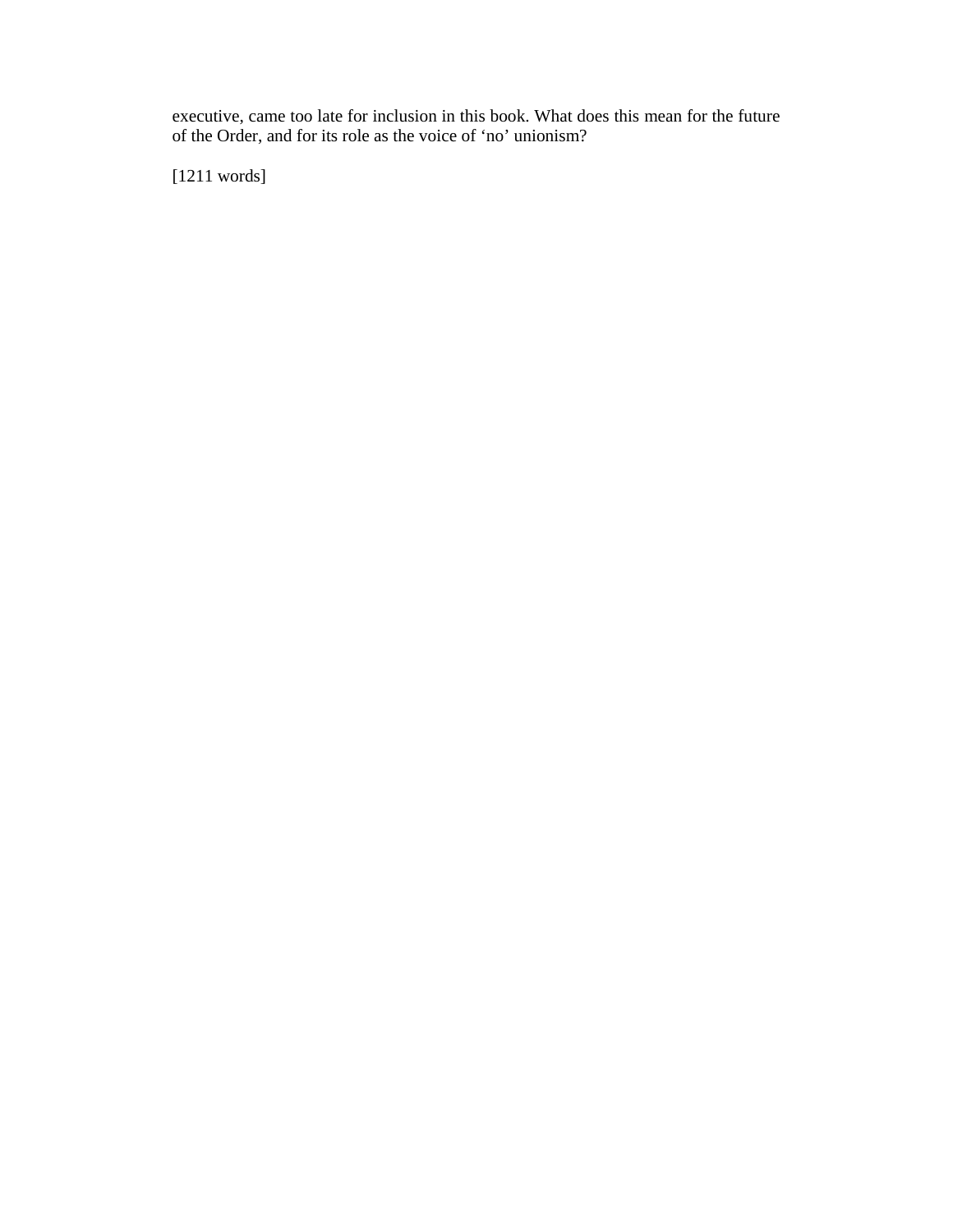executive, came too late for inclusion in this book. What does this mean for the future of the Order, and for its role as the voice of ‘no’ unionism?

[1211 words]